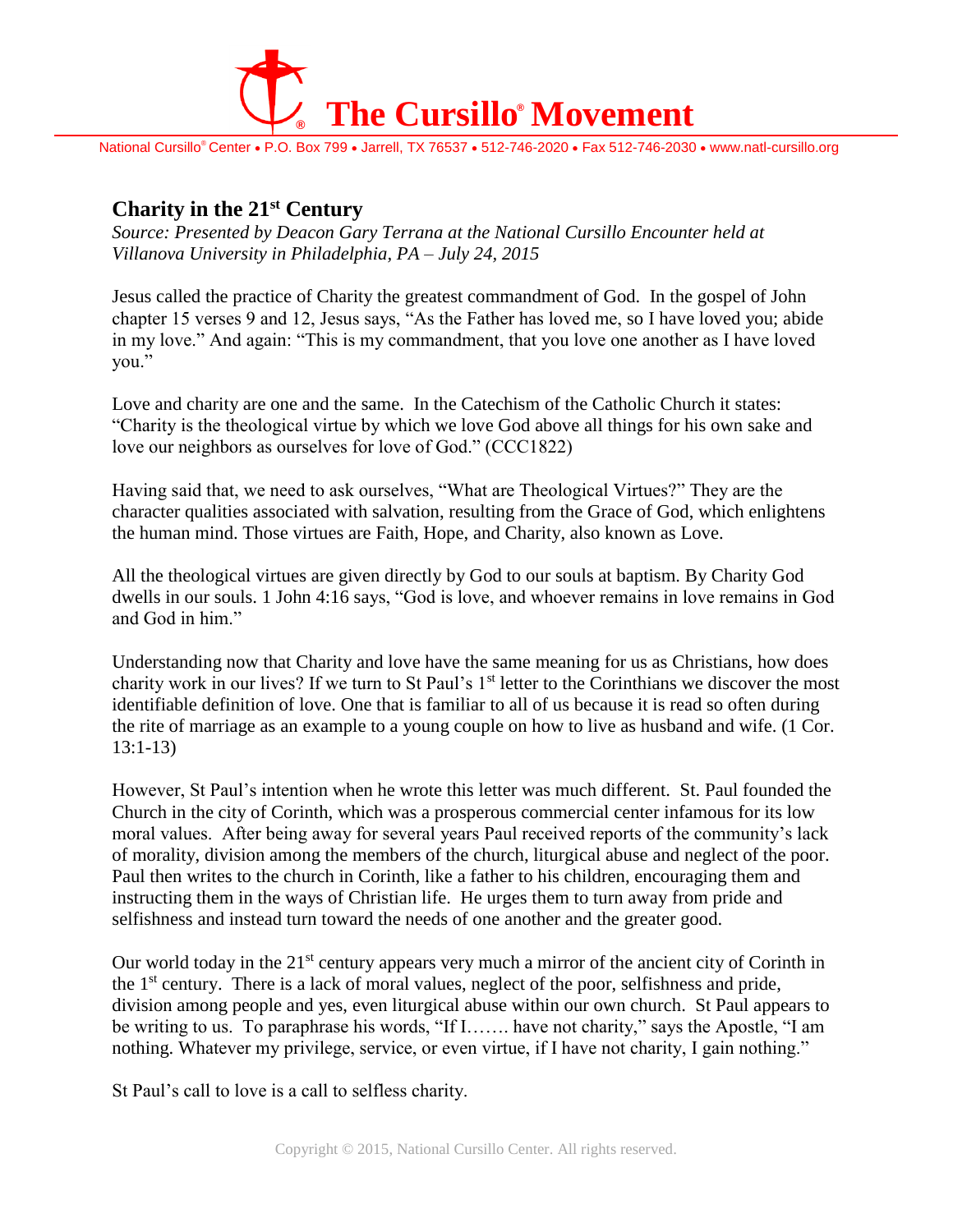# The Cursillo® Movement

National Cursillo® Center • P.O. Box 799 • Jarrell, TX 76537 • 512-746-2020 • Fax 512-746-2030 • www.natl-cursillo.org

## Charity in the 21st Century

*Source: Presented by Deacon Gary Terrana at the National Cursillo Encounter held at Villanova University in Philadelphia, PA – July 24, 2015*

Jesus called the practice of Charity the greatest commandment of God. In the gospel of John chapter 15 verses 9 and 12, Jesus says, "As the Father has loved me, so I have loved you; abide in my love." And again: "This is my commandment, that you love one another as I have loved you."

Love and charity are one and the same. In the Catechism of the Catholic Church it states: "Charity is the theological virtue by which we love God above all things for his own sake and love our neighbors as ourselves for love of God." (CCC1822)

Having said that, we need to ask ourselves, "What are Theological Virtues?" They are the character qualities associated with salvation, resulting from the Grace of God, which enlightens the human mind. Those virtues are Faith, Hope, and Charity, also known as Love.

All the theological virtues are given directly by God to our souls at baptism. By Charity God dwells in our souls. 1 John 4:16 says, "God is love, and whoever remains in love remains in God and God in him."

Understanding now that Charity and love have the same meaning for us as Christians, how does charity work in our lives? If we turn to St Paul's 1st letter to the Corinthians we discover the most identifiable definition of love. One that is familiar to all of us because it is read so often during the rite of marriage as an example to a young couple on how to live as husband and wife. (1 Cor. 13:1-13)

However, St Paul's intention when he wrote this letter was much different. St. Paul founded the Church in the city of Corinth, which was a prosperous commercial center infamous for its low moral values. After being away for several years Paul received reports of the community's lack of morality, division among the members of the church, liturgical abuse and neglect of the poor. Paul then writes to the church in Corinth, like a father to his children, encouraging them and instructing them in the ways of Christian life. He urges them to turn away from pride and selfishness and instead turn toward the needs of one another and the greater good.

Our world today in the 21st century appears very much a mirror of the ancient city of Corinth in the 1st century. There is a lack of moral values, neglect of the poor, selfishness and pride, division among people and yes, even liturgical abuse within our own church. St Paul appears to be writing to us. To paraphrase his words, "If I……. have not charity," says the Apostle, "I am nothing. Whatever my privilege, service, or even virtue, if I have not charity, I gain nothing."

St Paul's call to love is a call to selfless charity.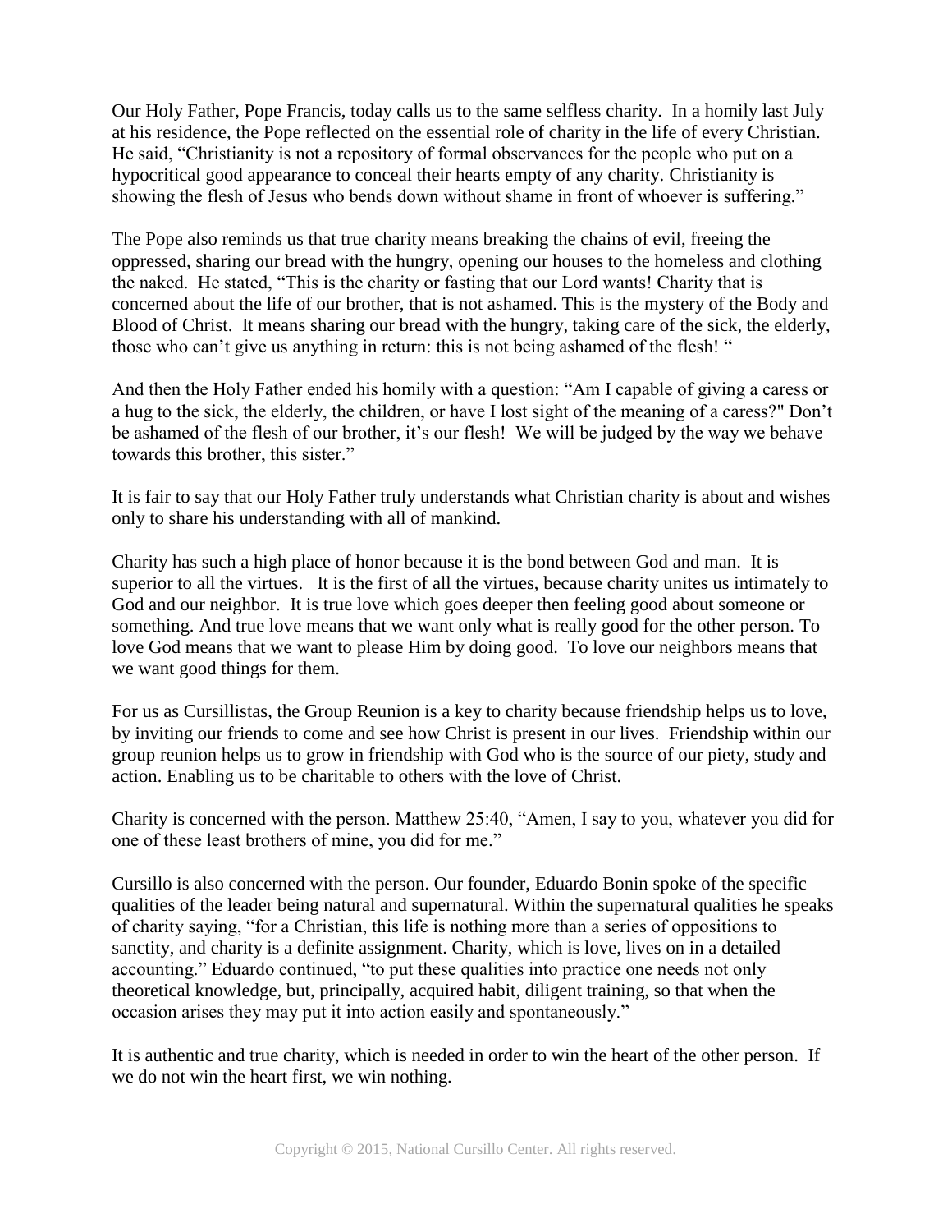Our Holy Father, Pope Francis, today calls us to the same selfless charity. In a homily last July at his residence, the Pope reflected on the essential role of charity in the life of every Christian. He said, "Christianity is not a repository of formal observances for the people who put on a hypocritical good appearance to conceal their hearts empty of any charity. Christianity is showing the flesh of Jesus who bends down without shame in front of whoever is suffering."

The Pope also reminds us that true charity means breaking the chains of evil, freeing the oppressed, sharing our bread with the hungry, opening our houses to the homeless and clothing the naked. He stated, "This is the charity or fasting that our Lord wants! Charity that is concerned about the life of our brother, that is not ashamed. This is the mystery of the Body and Blood of Christ. It means sharing our bread with the hungry, taking care of the sick, the elderly, those who can't give us anything in return: this is not being ashamed of the flesh! "

And then the Holy Father ended his homily with a question: "Am I capable of giving a caress or a hug to the sick, the elderly, the children, or have I lost sight of the meaning of a caress?" Don't be ashamed of the flesh of our brother, it's our flesh! We will be judged by the way we behave towards this brother, this sister."

It is fair to say that our Holy Father truly understands what Christian charity is about and wishes only to share his understanding with all of mankind.

Charity has such a high place of honor because it is the bond between God and man. It is superior to all the virtues. It is the first of all the virtues, because charity unites us intimately to God and our neighbor. It is true love which goes deeper then feeling good about someone or something. And true love means that we want only what is really good for the other person. To love God means that we want to please Him by doing good. To love our neighbors means that we want good things for them.

For us as Cursillistas, the Group Reunion is a key to charity because friendship helps us to love, by inviting our friends to come and see how Christ is present in our lives. Friendship within our group reunion helps us to grow in friendship with God who is the source of our piety, study and action. Enabling us to be charitable to others with the love of Christ.

Charity is concerned with the person. Matthew 25:40, "Amen, I say to you, whatever you did for one of these least brothers of mine, you did for me."

Cursillo is also concerned with the person. Our founder, Eduardo Bonin spoke of the specific qualities of the leader being natural and supernatural. Within the supernatural qualities he speaks of charity saying, "for a Christian, this life is nothing more than a series of oppositions to sanctity, and charity is a definite assignment. Charity, which is love, lives on in a detailed accounting." Eduardo continued, "to put these qualities into practice one needs not only theoretical knowledge, but, principally, acquired habit, diligent training, so that when the occasion arises they may put it into action easily and spontaneously."

It is authentic and true charity, which is needed in order to win the heart of the other person. If we do not win the heart first, we win nothing.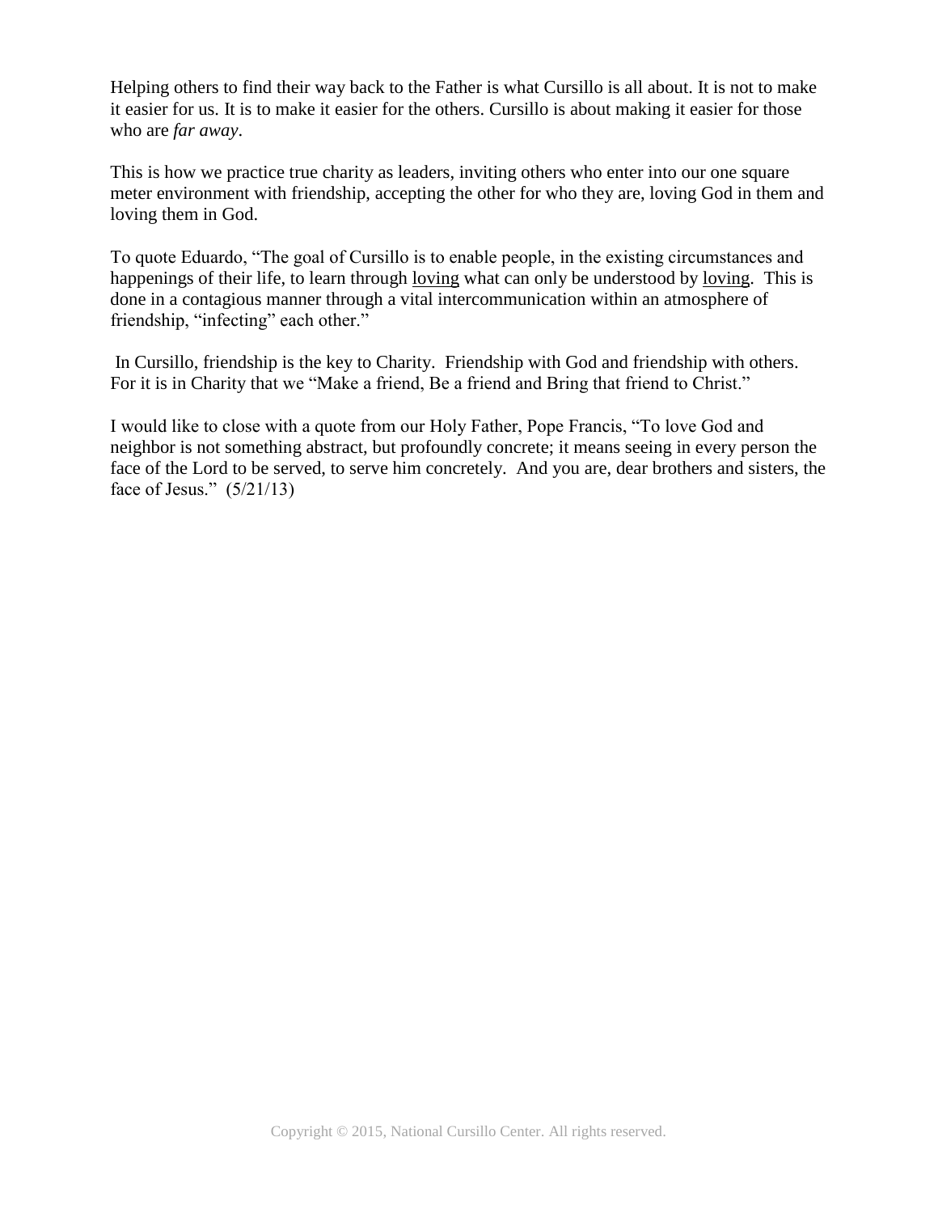Helping others to find their way back to the Father is what Cursillo is all about. It is not to make it easier for us. It is to make it easier for the others. Cursillo is about making it easier for those who are *far away*.

This is how we practice true charity as leaders, inviting others who enter into our one square meter environment with friendship, accepting the other for who they are, loving God in them and loving them in God.

To quote Eduardo, "The goal of Cursillo is to enable people, in the existing circumstances and happenings of their life, to learn through <u>loving</u> what can only be understood by <u>loving</u>. This is done in a contagious manner through a vital intercommunication within an atmosphere of friendship, "infecting" each other."

In Cursillo, friendship is the key to Charity. Friendship with God and friendship with others. For it is in Charity that we "Make a friend, Be a friend and Bring that friend to Christ."

I would like to close with a quote from our Holy Father, Pope Francis, "To love God and neighbor is not something abstract, but profoundly concrete; it means seeing in every person the face of the Lord to be served, to serve him concretely. And you are, dear brothers and sisters, the face of Jesus." (5/21/13)

Copyright © 2015, National Cursillo Center. All rights reserved.